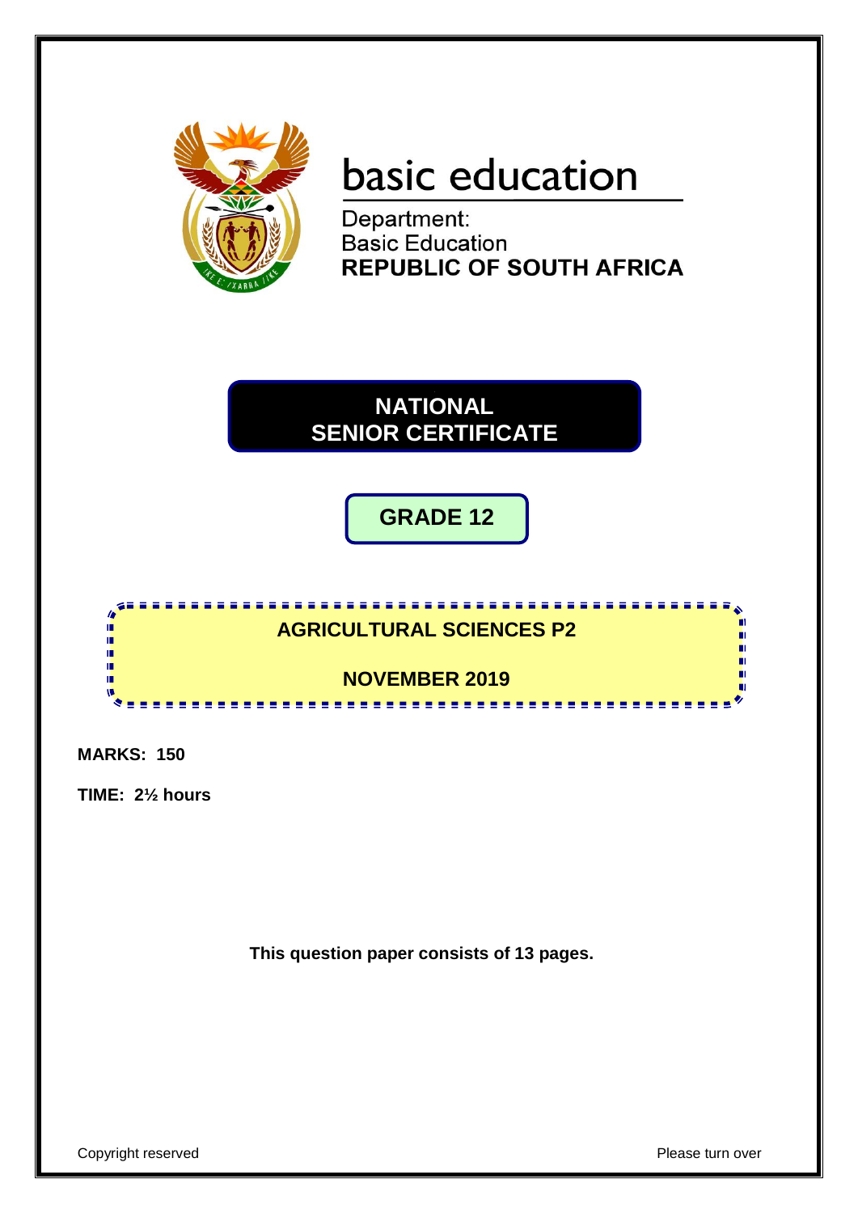basic education

Department:
Basic Education
**REPUBLIC OF SOUTH AFRICA**

# NATIONAL SENIOR CERTIFICATE

## GRADE 12

## AGRICULTURAL SCIENCES P2

## NOVEMBER 2019

**MARKS: 150**

**TIME: 2½ hours**

**This question paper consists of 13 pages.**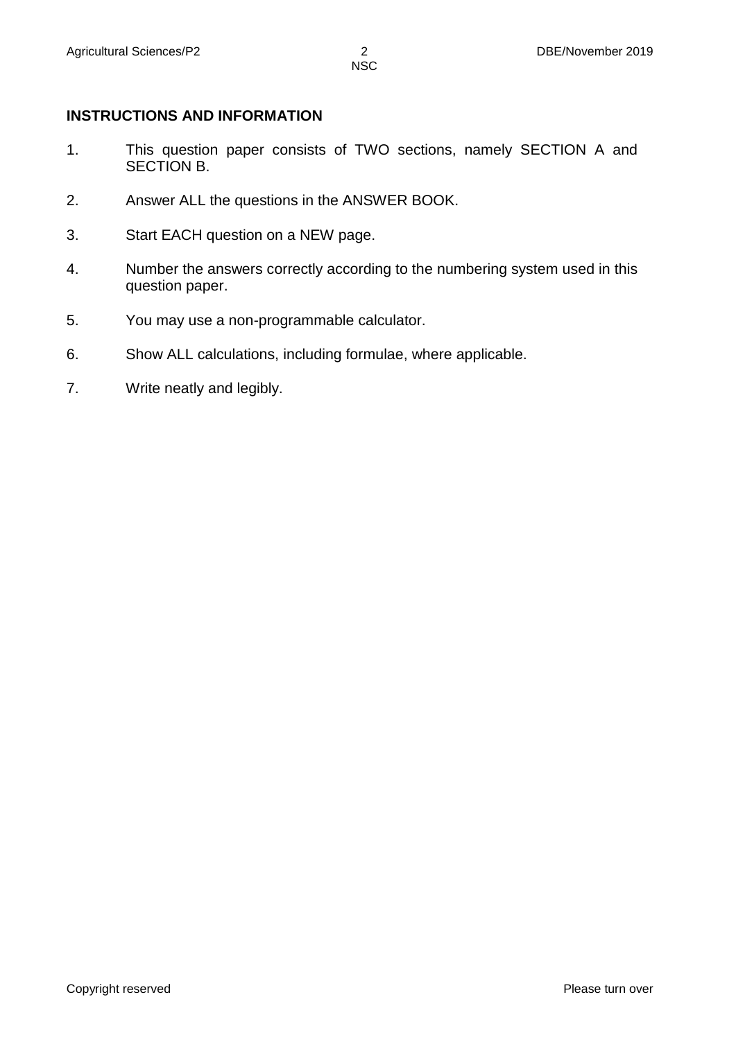**INSTRUCTIONS AND INFORMATION**

1. This question paper consists of TWO sections, namely SECTION A and SECTION B.
2. Answer ALL the questions in the ANSWER BOOK.
3. Start EACH question on a NEW page.
4. Number the answers correctly according to the numbering system used in this question paper.
5. You may use a non-programmable calculator.
6. Show ALL calculations, including formulae, where applicable.
7. Write neatly and legibly.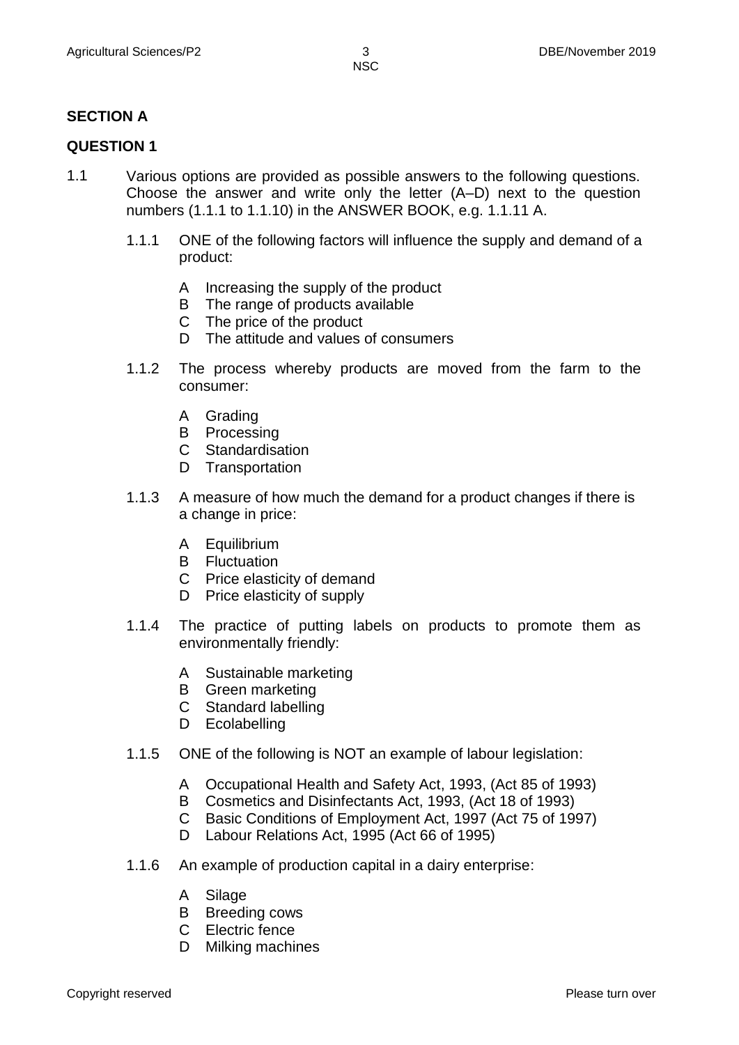## SECTION A

## QUESTION 1

1.1 Various options are provided as possible answers to the following questions. Choose the answer and write only the letter (A–D) next to the question numbers (1.1.1 to 1.1.10) in the ANSWER BOOK, e.g. 1.1.11 A.

1.1.1 ONE of the following factors will influence the supply and demand of a product:

- A Increasing the supply of the product
- B The range of products available
- C The price of the product
- D The attitude and values of consumers

1.1.2 The process whereby products are moved from the farm to the consumer:

- A Grading
- B Processing
- C Standardisation
- D Transportation

1.1.3 A measure of how much the demand for a product changes if there is a change in price:

- A Equilibrium
- B Fluctuation
- C Price elasticity of demand
- D Price elasticity of supply

1.1.4 The practice of putting labels on products to promote them as environmentally friendly:

- A Sustainable marketing
- B Green marketing
- C Standard labelling
- D Ecolabelling

1.1.5 ONE of the following is NOT an example of labour legislation:

- A Occupational Health and Safety Act, 1993, (Act 85 of 1993)
- B Cosmetics and Disinfectants Act, 1993, (Act 18 of 1993)
- C Basic Conditions of Employment Act, 1997 (Act 75 of 1997)
- D Labour Relations Act, 1995 (Act 66 of 1995)

1.1.6 An example of production capital in a dairy enterprise:

- A Silage
- B Breeding cows
- C Electric fence
- D Milking machines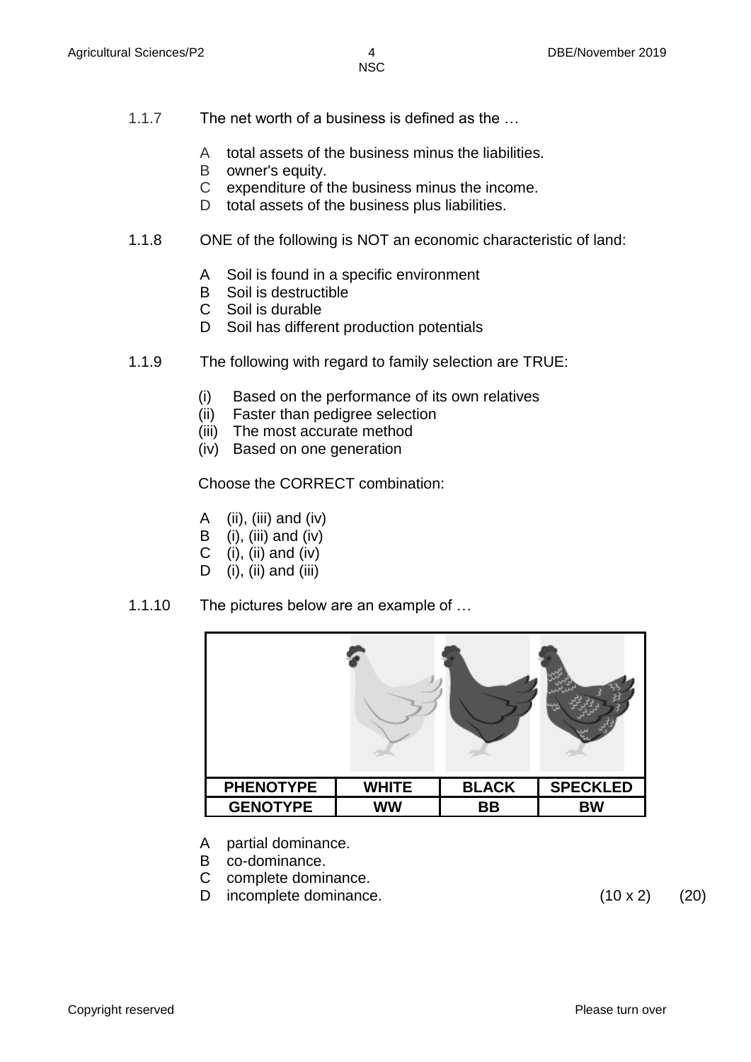1.1.7 The net worth of a business is defined as the …

A total assets of the business minus the liabilities.
B owner's equity.
C expenditure of the business minus the income.
D total assets of the business plus liabilities.

1.1.8 ONE of the following is NOT an economic characteristic of land:

A Soil is found in a specific environment
B Soil is destructible
C Soil is durable
D Soil has different production potentials

1.1.9 The following with regard to family selection are TRUE:

(i) Based on the performance of its own relatives
(ii) Faster than pedigree selection
(iii) The most accurate method
(iv) Based on one generation

Choose the CORRECT combination:

A (ii), (iii) and (iv)
B (i), (iii) and (iv)
C (i), (ii) and (iv)
D (i), (ii) and (iii)

1.1.10 The pictures below are an example of …

| | | | |
|---|---|---|---|
| **PHENOTYPE** | **WHITE** | **BLACK** | **SPECKLED** |
| **GENOTYPE** | **WW** | **BB** | **BW** |

A partial dominance.
B co-dominance.
C complete dominance.
D incomplete dominance. (10 x 2) (20)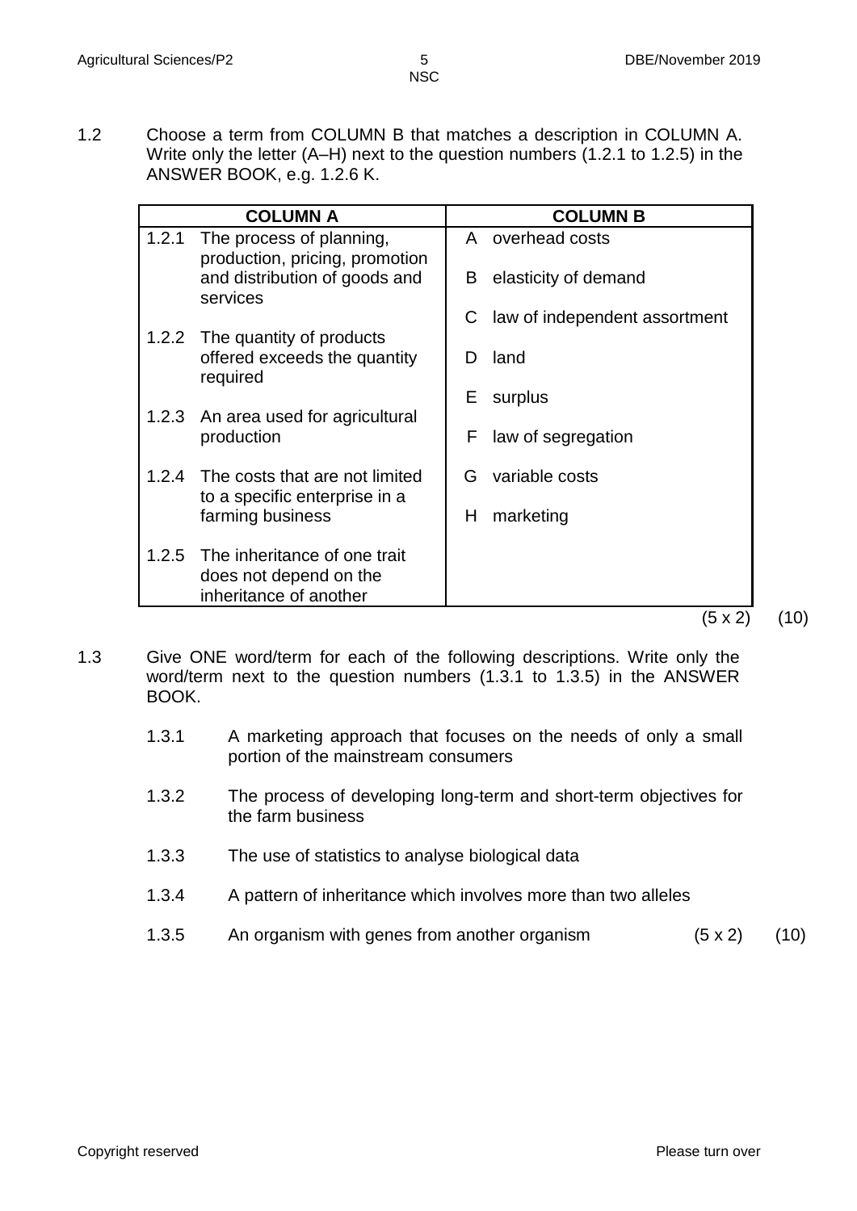1.2 Choose a term from COLUMN B that matches a description in COLUMN A. Write only the letter (A–H) next to the question numbers (1.2.1 to 1.2.5) in the ANSWER BOOK, e.g. 1.2.6 K.

| COLUMN A | COLUMN B |
|---|---|
| 1.2.1 The process of planning, production, pricing, promotion and distribution of goods and services | A overhead costs |
| 1.2.2 The quantity of products offered exceeds the quantity required | B elasticity of demand |
| 1.2.3 An area used for agricultural production | C law of independent assortment |
| 1.2.4 The costs that are not limited to a specific enterprise in a farming business | D land |
| 1.2.5 The inheritance of one trait does not depend on the inheritance of another | E surplus |
| | F law of segregation |
| | G variable costs |
| | H marketing |

(5 x 2) (10)

1.3 Give ONE word/term for each of the following descriptions. Write only the word/term next to the question numbers (1.3.1 to 1.3.5) in the ANSWER BOOK.

1.3.1 A marketing approach that focuses on the needs of only a small portion of the mainstream consumers

1.3.2 The process of developing long-term and short-term objectives for the farm business

1.3.3 The use of statistics to analyse biological data

1.3.4 A pattern of inheritance which involves more than two alleles

1.3.5 An organism with genes from another organism (5 x 2) (10)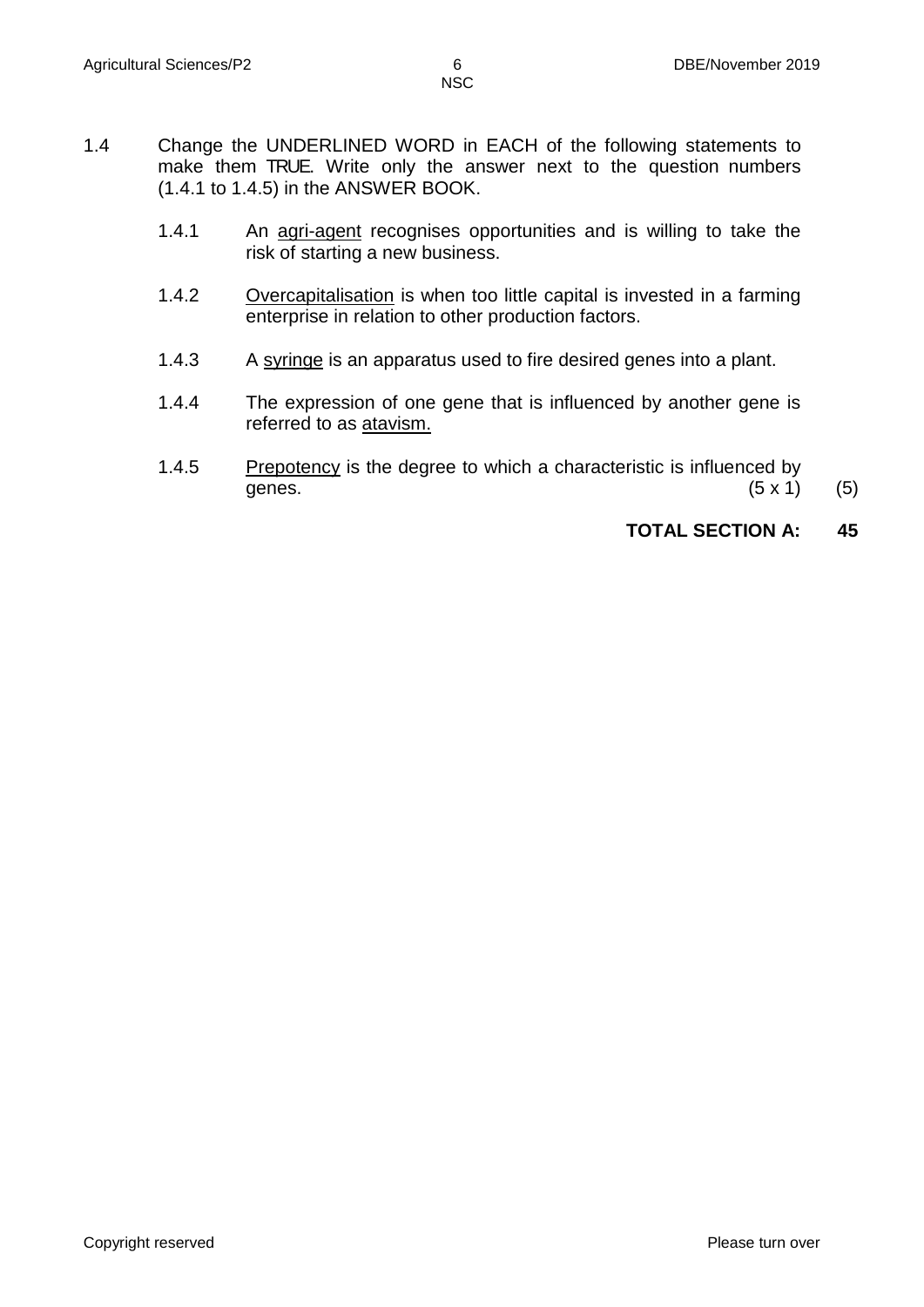1.4 Change the UNDERLINED WORD in EACH of the following statements to make them TRUE. Write only the answer next to the question numbers (1.4.1 to 1.4.5) in the ANSWER BOOK.

1.4.1 An <u>agri-agent</u> recognises opportunities and is willing to take the risk of starting a new business.

1.4.2 <u>Overcapitalisation</u> is when too little capital is invested in a farming enterprise in relation to other production factors.

1.4.3 A <u>syringe</u> is an apparatus used to fire desired genes into a plant.

1.4.4 The expression of one gene that is influenced by another gene is referred to as <u>atavism.</u>

1.4.5 <u>Prepotency</u> is the degree to which a characteristic is influenced by genes. (5 x 1) (5)

**TOTAL SECTION A: 45**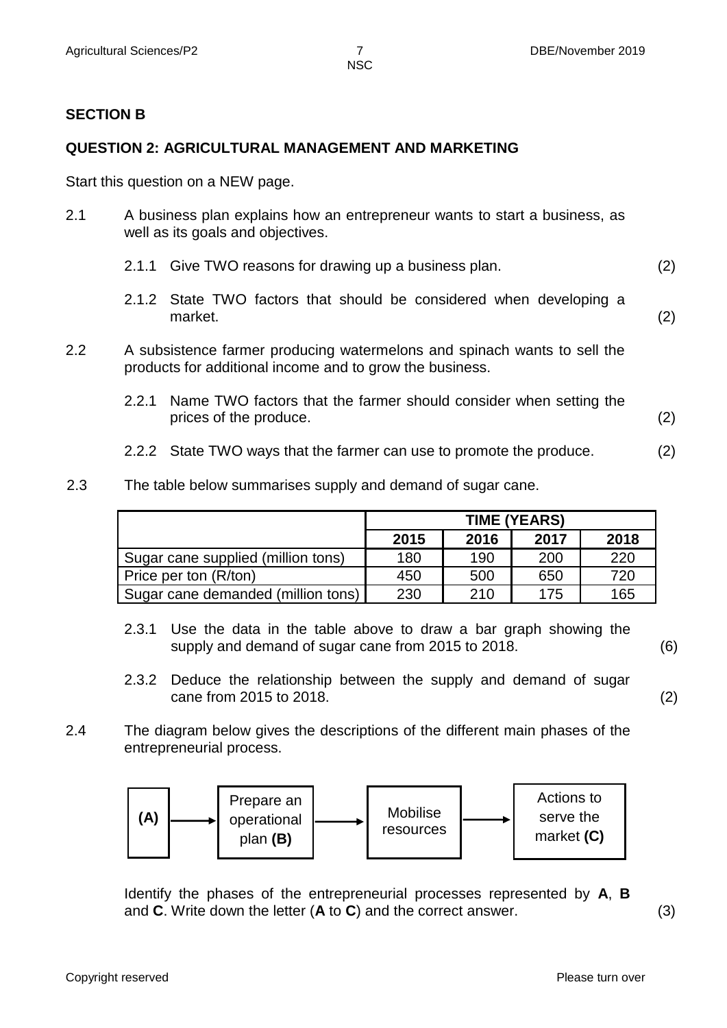## SECTION B

### QUESTION 2: AGRICULTURAL MANAGEMENT AND MARKETING

Start this question on a NEW page.

2.1 A business plan explains how an entrepreneur wants to start a business, as well as its goals and objectives.

2.1.1 Give TWO reasons for drawing up a business plan. (2)

2.1.2 State TWO factors that should be considered when developing a market. (2)

2.2 A subsistence farmer producing watermelons and spinach wants to sell the products for additional income and to grow the business.

2.2.1 Name TWO factors that the farmer should consider when setting the prices of the produce. (2)

2.2.2 State TWO ways that the farmer can use to promote the produce. (2)

2.3 The table below summarises supply and demand of sugar cane.

| | TIME (YEARS) | | | |
|---|---|---|---|---|
| | **2015** | **2016** | **2017** | **2018** |
| Sugar cane supplied (million tons) | 180 | 190 | 200 | 220 |
| Price per ton (R/ton) | 450 | 500 | 650 | 720 |
| Sugar cane demanded (million tons) | 230 | 210 | 175 | 165 |

2.3.1 Use the data in the table above to draw a bar graph showing the supply and demand of sugar cane from 2015 to 2018. (6)

2.3.2 Deduce the relationship between the supply and demand of sugar cane from 2015 to 2018. (2)

2.4 The diagram below gives the descriptions of the different main phases of the entrepreneurial process.

**(A)** → Prepare an operational plan **(B)** → Mobilise resources → Actions to serve the market **(C)**

Identify the phases of the entrepreneurial processes represented by **A**, **B** and **C**. Write down the letter (**A** to **C**) and the correct answer. (3)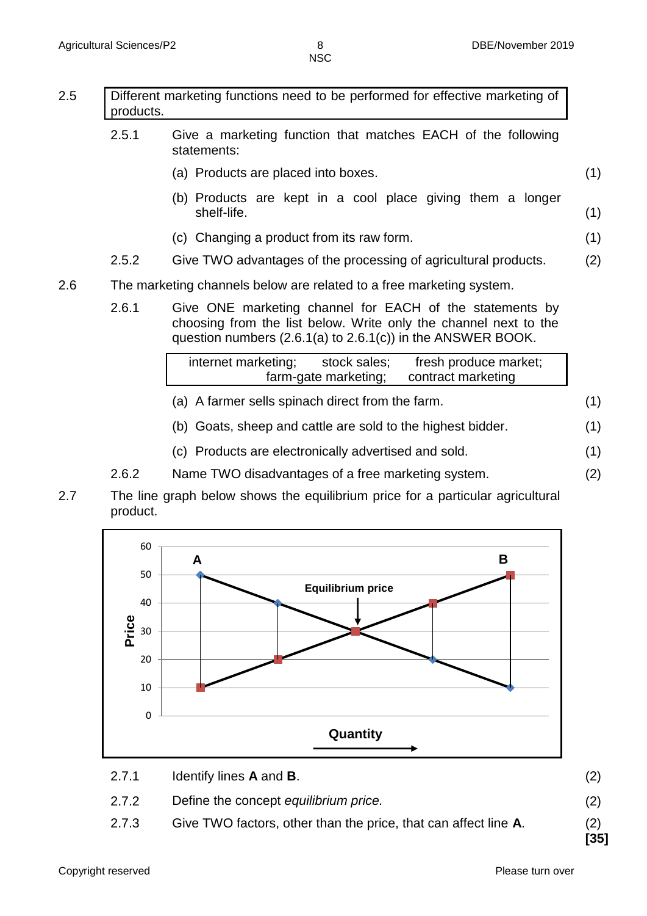2.5 Different marketing functions need to be performed for effective marketing of products.

2.5.1 Give a marketing function that matches EACH of the following statements:

(a) Products are placed into boxes. (1)

(b) Products are kept in a cool place giving them a longer shelf-life. (1)

(c) Changing a product from its raw form. (1)

2.5.2 Give TWO advantages of the processing of agricultural products. (2)

2.6 The marketing channels below are related to a free marketing system.

2.6.1 Give ONE marketing channel for EACH of the statements by choosing from the list below. Write only the channel next to the question numbers (2.6.1(a) to 2.6.1(c)) in the ANSWER BOOK.

| internet marketing; stock sales; fresh produce market; farm-gate marketing; contract marketing |
|---|

(a) A farmer sells spinach direct from the farm. (1)

(b) Goats, sheep and cattle are sold to the highest bidder. (1)

(c) Products are electronically advertised and sold. (1)

2.6.2 Name TWO disadvantages of a free marketing system. (2)

2.7 The line graph below shows the equilibrium price for a particular agricultural product.

2.7.1 Identify lines **A** and **B**. (2)

2.7.2 Define the concept *equilibrium price.* (2)

2.7.3 Give TWO factors, other than the price, that can affect line **A**. (2)

**[35]**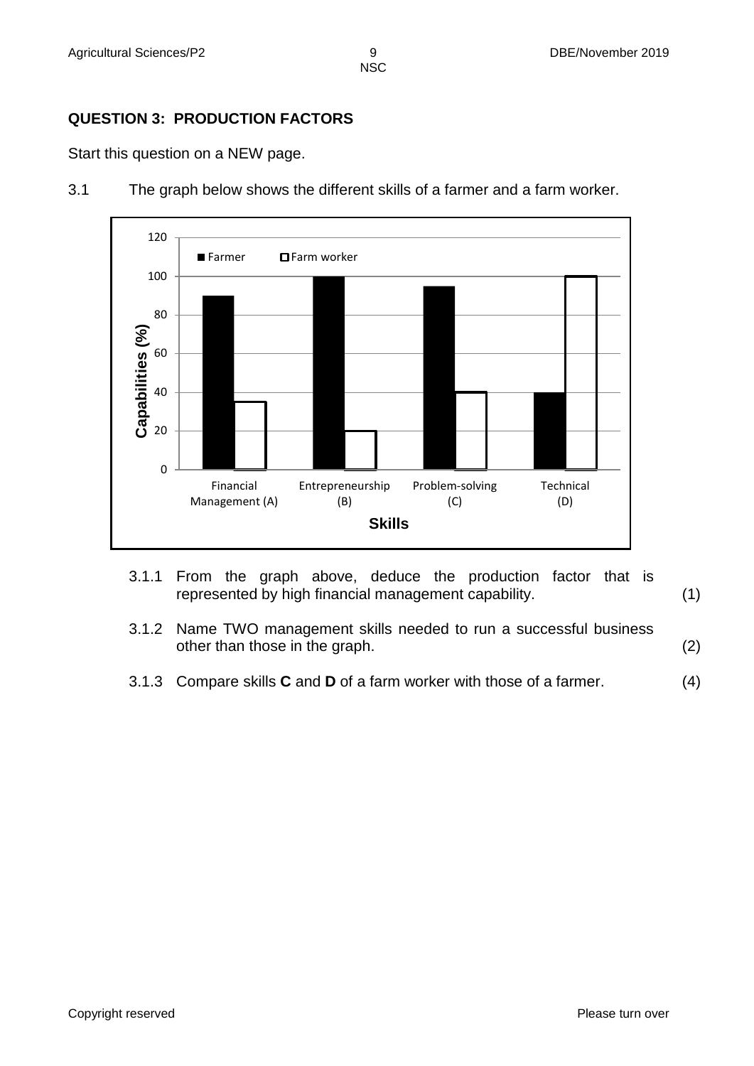## QUESTION 3: PRODUCTION FACTORS

Start this question on a NEW page.

3.1 The graph below shows the different skills of a farmer and a farm worker.

| Skills | Farmer (%) | Farm worker (%) |
|---|---|---|
| Financial Management (A) | 90 | 35 |
| Entrepreneurship (B) | 100 | 20 |
| Problem-solving (C) | 95 | 40 |
| Technical (D) | 40 | 100 |

3.1.1 From the graph above, deduce the production factor that is represented by high financial management capability. (1)

3.1.2 Name TWO management skills needed to run a successful business other than those in the graph. (2)

3.1.3 Compare skills **C** and **D** of a farm worker with those of a farmer. (4)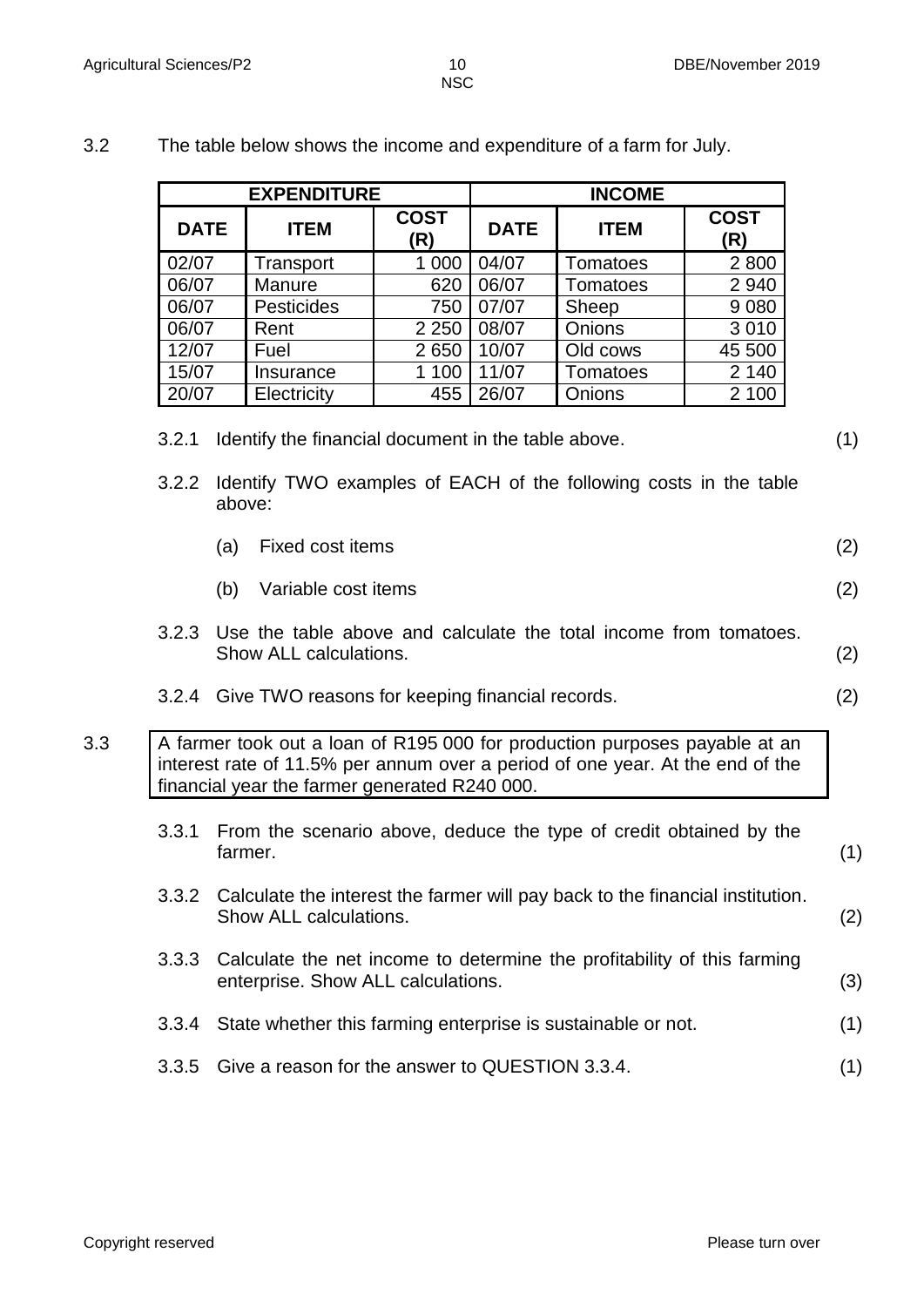3.2 The table below shows the income and expenditure of a farm for July.

| EXPENDITURE | | | INCOME | | |
|---|---|---|---|---|---|
| **DATE** | **ITEM** | **COST (R)** | **DATE** | **ITEM** | **COST (R)** |
| 02/07 | Transport | 1 000 | 04/07 | Tomatoes | 2 800 |
| 06/07 | Manure | 620 | 06/07 | Tomatoes | 2 940 |
| 06/07 | Pesticides | 750 | 07/07 | Sheep | 9 080 |
| 06/07 | Rent | 2 250 | 08/07 | Onions | 3 010 |
| 12/07 | Fuel | 2 650 | 10/07 | Old cows | 45 500 |
| 15/07 | Insurance | 1 100 | 11/07 | Tomatoes | 2 140 |
| 20/07 | Electricity | 455 | 26/07 | Onions | 2 100 |

3.2.1 Identify the financial document in the table above. (1)

3.2.2 Identify TWO examples of EACH of the following costs in the table above:

(a) Fixed cost items (2)

(b) Variable cost items (2)

3.2.3 Use the table above and calculate the total income from tomatoes. Show ALL calculations. (2)

3.2.4 Give TWO reasons for keeping financial records. (2)

3.3

> A farmer took out a loan of R195 000 for production purposes payable at an interest rate of 11.5% per annum over a period of one year. At the end of the financial year the farmer generated R240 000.

3.3.1 From the scenario above, deduce the type of credit obtained by the farmer. (1)

3.3.2 Calculate the interest the farmer will pay back to the financial institution. Show ALL calculations. (2)

3.3.3 Calculate the net income to determine the profitability of this farming enterprise. Show ALL calculations. (3)

3.3.4 State whether this farming enterprise is sustainable or not. (1)

3.3.5 Give a reason for the answer to QUESTION 3.3.4. (1)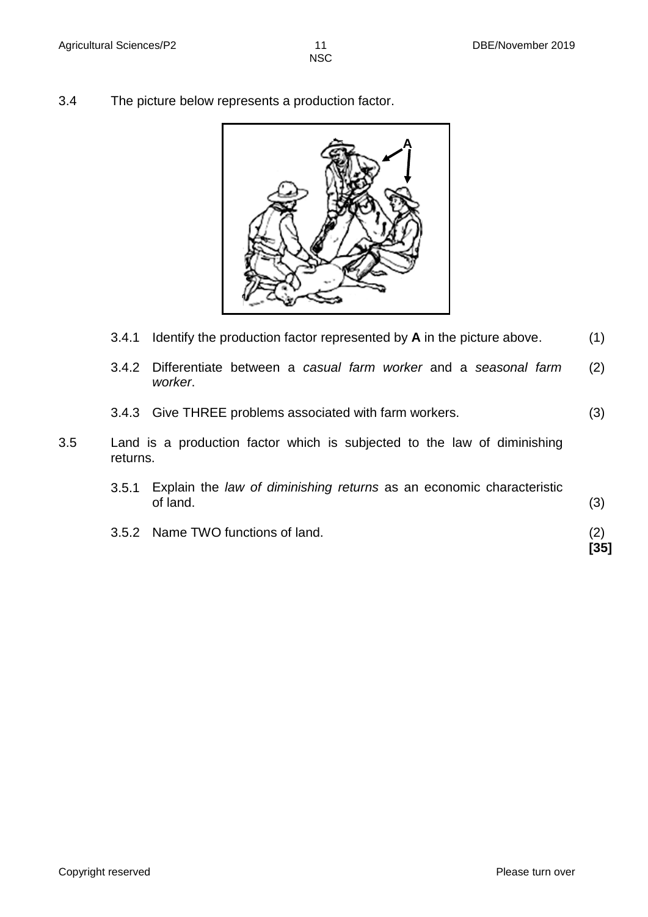3.4 The picture below represents a production factor.

3.4.1 Identify the production factor represented by **A** in the picture above. (1)

3.4.2 Differentiate between a *casual farm worker* and a *seasonal farm worker*. (2)

3.4.3 Give THREE problems associated with farm workers. (3)

3.5 Land is a production factor which is subjected to the law of diminishing returns.

3.5.1 Explain the *law of diminishing returns* as an economic characteristic of land. (3)

3.5.2 Name TWO functions of land. (2)

**[35]**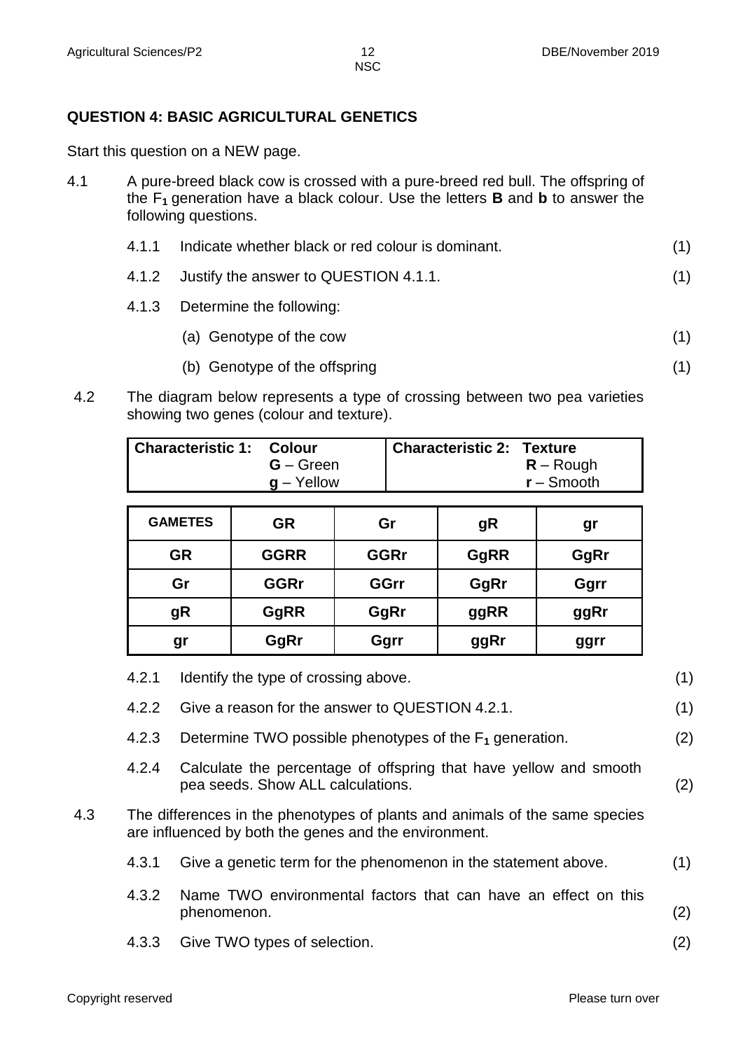## QUESTION 4: BASIC AGRICULTURAL GENETICS

Start this question on a NEW page.

4.1 A pure-breed black cow is crossed with a pure-breed red bull. The offspring of the $F_1$ generation have a black colour. Use the letters **B** and **b** to answer the following questions.

4.1.1 Indicate whether black or red colour is dominant. (1)

4.1.2 Justify the answer to QUESTION 4.1.1. (1)

4.1.3 Determine the following:

(a) Genotype of the cow (1)

(b) Genotype of the offspring (1)

4.2 The diagram below represents a type of crossing between two pea varieties showing two genes (colour and texture).

| Characteristic 1: Colour | Characteristic 2: Texture |
|---|---|
| **G** – Green<br>**g** – Yellow | **R** – Rough<br>**r** – Smooth |

| GAMETES | GR | Gr | gR | gr |
|---|---|---|---|---|
| **GR** | **GGRR** | **GGRr** | **GgRR** | **GgRr** |
| **Gr** | **GGRr** | **GGrr** | **GgRr** | **Ggrr** |
| **gR** | **GgRR** | **GgRr** | **ggRR** | **ggRr** |
| **gr** | **GgRr** | **Ggrr** | **ggRr** | **ggrr** |

4.2.1 Identify the type of crossing above. (1)

4.2.2 Give a reason for the answer to QUESTION 4.2.1. (1)

4.2.3 Determine TWO possible phenotypes of the $F_1$ generation. (2)

4.2.4 Calculate the percentage of offspring that have yellow and smooth pea seeds. Show ALL calculations. (2)

4.3 The differences in the phenotypes of plants and animals of the same species are influenced by both the genes and the environment.

4.3.1 Give a genetic term for the phenomenon in the statement above. (1)

4.3.2 Name TWO environmental factors that can have an effect on this phenomenon. (2)

4.3.3 Give TWO types of selection. (2)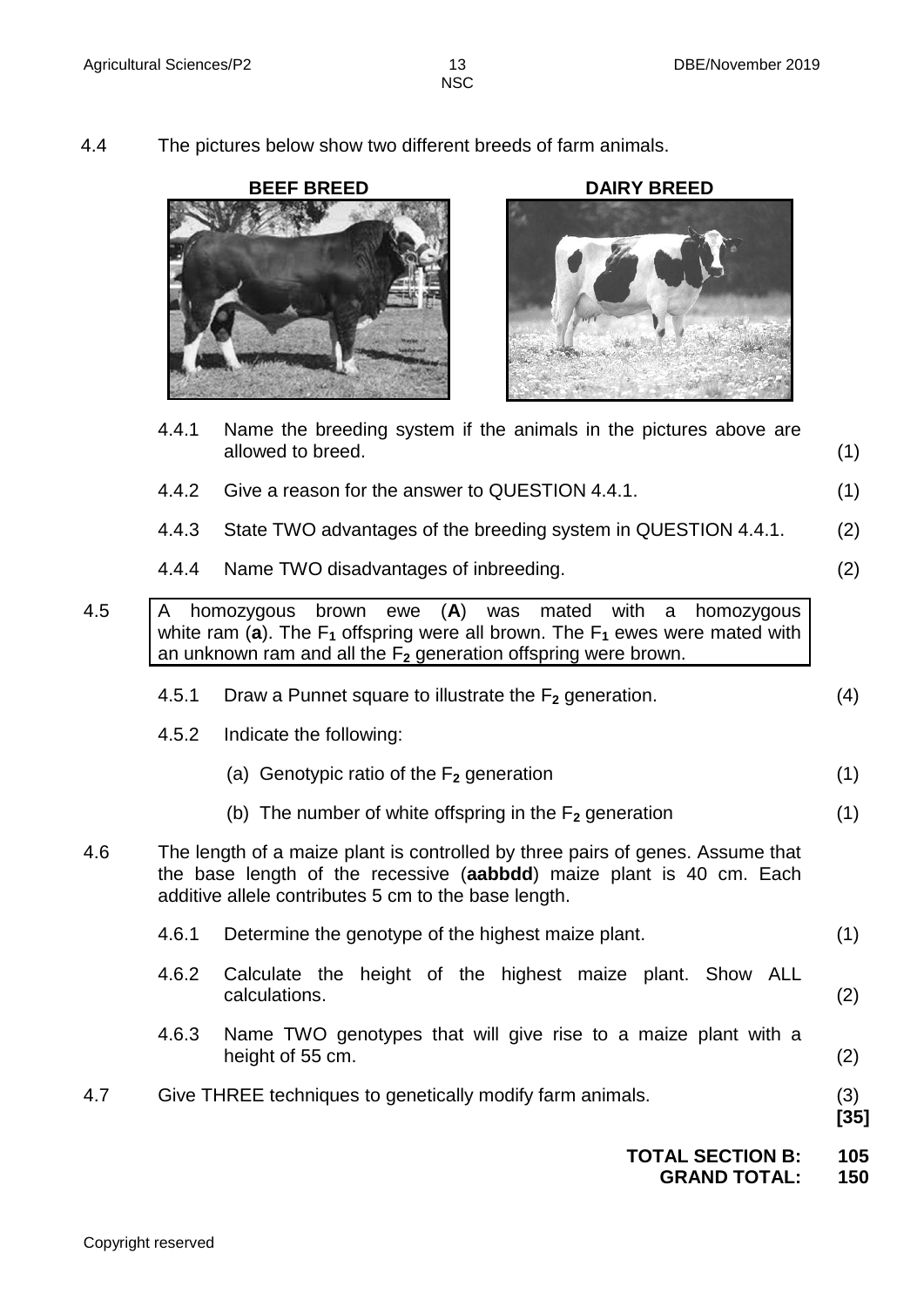4.4 The pictures below show two different breeds of farm animals.

**BEEF BREED** **DAIRY BREED**

4.4.1 Name the breeding system if the animals in the pictures above are allowed to breed. (1)

4.4.2 Give a reason for the answer to QUESTION 4.4.1. (1)

4.4.3 State TWO advantages of the breeding system in QUESTION 4.4.1. (2)

4.4.4 Name TWO disadvantages of inbreeding. (2)

4.5

> A homozygous brown ewe (**A**) was mated with a homozygous white ram (**a**). The $F_1$ offspring were all brown. The $F_1$ ewes were mated with an unknown ram and all the $F_2$ generation offspring were brown.

4.5.1 Draw a Punnet square to illustrate the $F_2$ generation. (4)

4.5.2 Indicate the following:

(a) Genotypic ratio of the $F_2$ generation (1)

(b) The number of white offspring in the $F_2$ generation (1)

4.6 The length of a maize plant is controlled by three pairs of genes. Assume that the base length of the recessive (**aabbdd**) maize plant is 40 cm. Each additive allele contributes 5 cm to the base length.

4.6.1 Determine the genotype of the highest maize plant. (1)

4.6.2 Calculate the height of the highest maize plant. Show ALL calculations. (2)

4.6.3 Name TWO genotypes that will give rise to a maize plant with a height of 55 cm. (2)

4.7 Give THREE techniques to genetically modify farm animals. (3)

**[35]**

**TOTAL SECTION B: 105**

**GRAND TOTAL: 150**